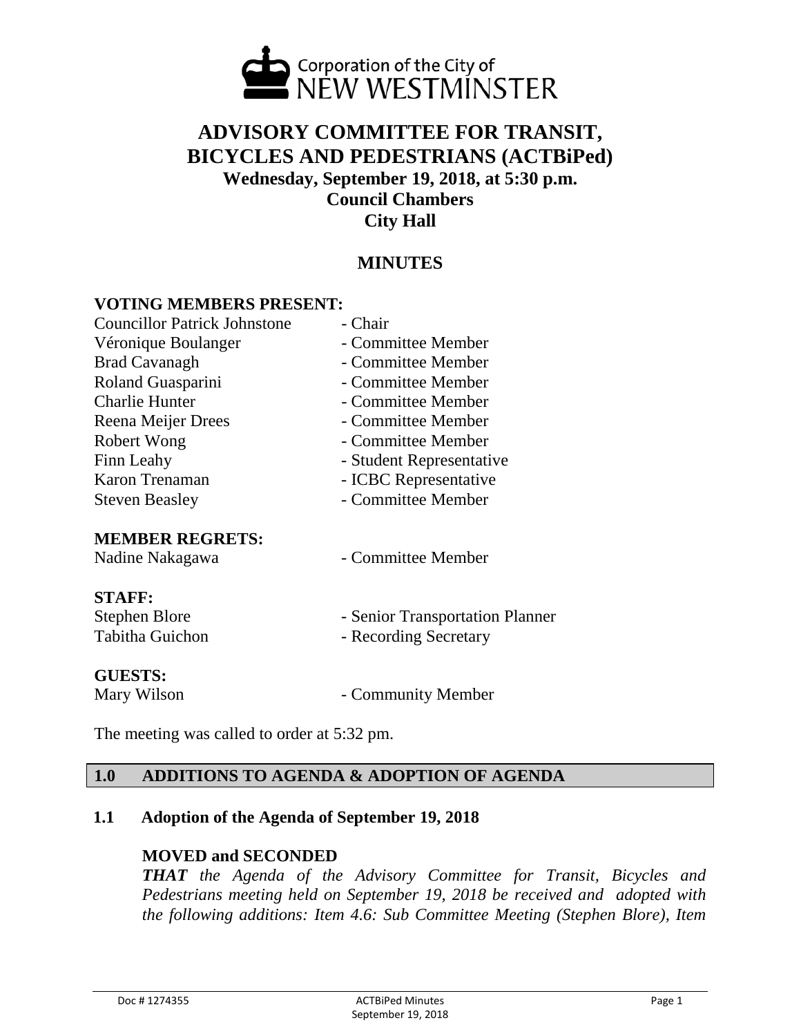Corporation of the City of NEW WESTMINSTER

# ADVISORY COMMITTEE FOR TRANSIT, BICYCLES AND PEDESTRIANS (ACTBiPed)

**Wednesday, September 19, 2018, at 5:30 p.m.**
**Council Chambers**
**City Hall**

## MINUTES

**VOTING MEMBERS PRESENT:**

| | |
|---|---|
| Councillor Patrick Johnstone | - Chair |
| Véronique Boulanger | - Committee Member |
| Brad Cavanagh | - Committee Member |
| Roland Guasparini | - Committee Member |
| Charlie Hunter | - Committee Member |
| Reena Meijer Drees | - Committee Member |
| Robert Wong | - Committee Member |
| Finn Leahy | - Student Representative |
| Karon Trenaman | - ICBC Representative |
| Steven Beasley | - Committee Member |

**MEMBER REGRETS:**

| | |
|---|---|
| Nadine Nakagawa | - Committee Member |

**STAFF:**

| | |
|---|---|
| Stephen Blore | - Senior Transportation Planner |
| Tabitha Guichon | - Recording Secretary |

**GUESTS:**

| | |
|---|---|
| Mary Wilson | - Community Member |

The meeting was called to order at 5:32 pm.

## 1.0 ADDITIONS TO AGENDA & ADOPTION OF AGENDA

### 1.1 Adoption of the Agenda of September 19, 2018

**MOVED and SECONDED**

***THAT*** *the Agenda of the Advisory Committee for Transit, Bicycles and Pedestrians meeting held on September 19, 2018 be received and adopted with the following additions: Item 4.6: Sub Committee Meeting (Stephen Blore), Item*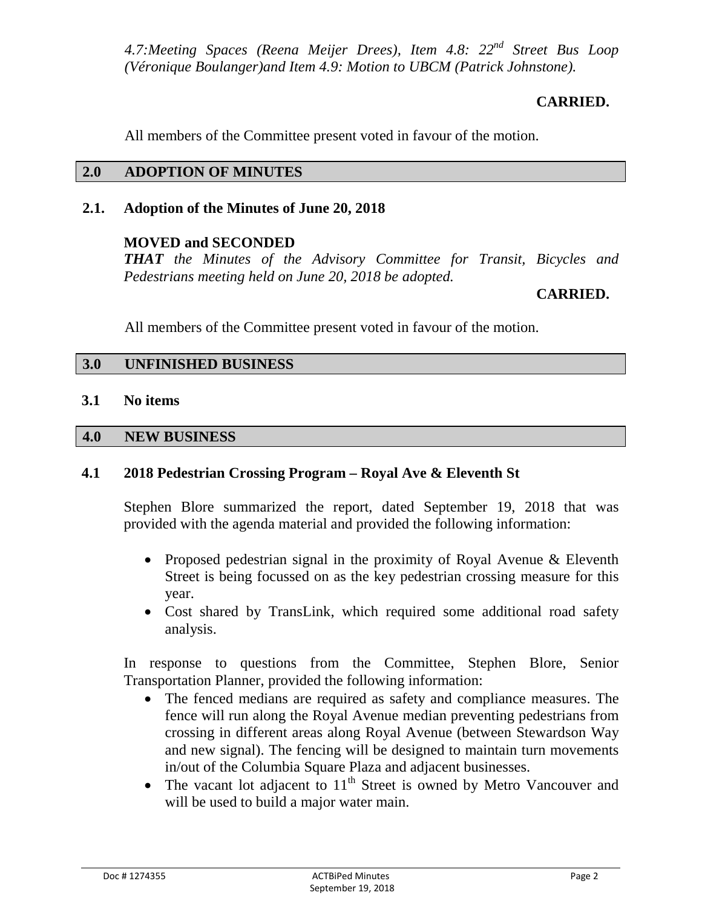*4.7:Meeting Spaces (Reena Meijer Drees), Item 4.8: 22nd Street Bus Loop (Véronique Boulanger)and Item 4.9: Motion to UBCM (Patrick Johnstone).*

**CARRIED.**

All members of the Committee present voted in favour of the motion.

## 2.0 ADOPTION OF MINUTES

### 2.1. Adoption of the Minutes of June 20, 2018

**MOVED and SECONDED**

***THAT*** *the Minutes of the Advisory Committee for Transit, Bicycles and Pedestrians meeting held on June 20, 2018 be adopted.*

**CARRIED.**

All members of the Committee present voted in favour of the motion.

## 3.0 UNFINISHED BUSINESS

### 3.1 No items

## 4.0 NEW BUSINESS

### 4.1 2018 Pedestrian Crossing Program – Royal Ave & Eleventh St

Stephen Blore summarized the report, dated September 19, 2018 that was provided with the agenda material and provided the following information:

- Proposed pedestrian signal in the proximity of Royal Avenue & Eleventh Street is being focussed on as the key pedestrian crossing measure for this year.
- Cost shared by TransLink, which required some additional road safety analysis.

In response to questions from the Committee, Stephen Blore, Senior Transportation Planner, provided the following information:

- The fenced medians are required as safety and compliance measures. The fence will run along the Royal Avenue median preventing pedestrians from crossing in different areas along Royal Avenue (between Stewardson Way and new signal). The fencing will be designed to maintain turn movements in/out of the Columbia Square Plaza and adjacent businesses.
- The vacant lot adjacent to 11th Street is owned by Metro Vancouver and will be used to build a major water main.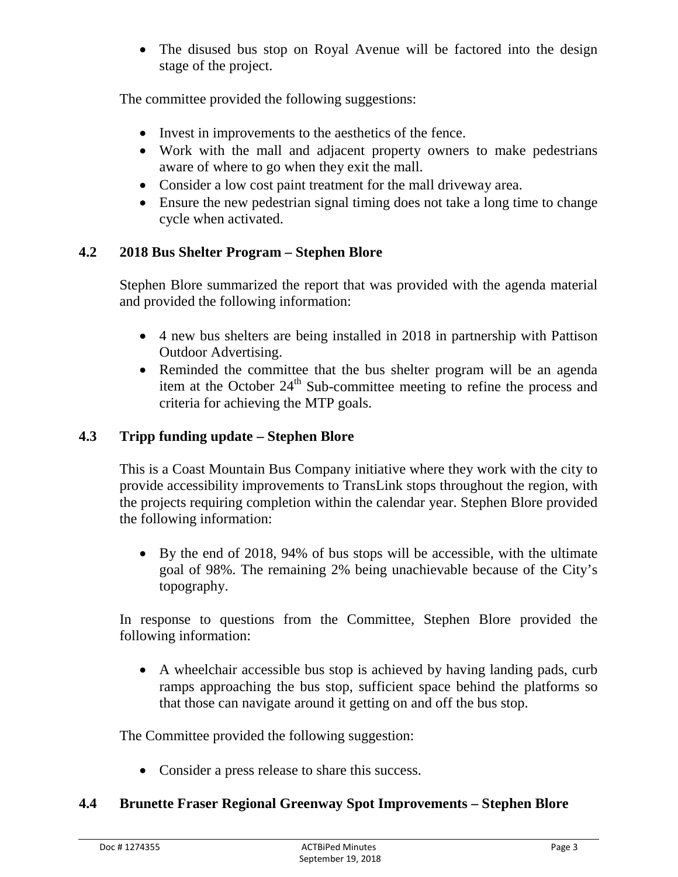- The disused bus stop on Royal Avenue will be factored into the design stage of the project.

The committee provided the following suggestions:

- Invest in improvements to the aesthetics of the fence.
- Work with the mall and adjacent property owners to make pedestrians aware of where to go when they exit the mall.
- Consider a low cost paint treatment for the mall driveway area.
- Ensure the new pedestrian signal timing does not take a long time to change cycle when activated.

## 4.2 2018 Bus Shelter Program – Stephen Blore

Stephen Blore summarized the report that was provided with the agenda material and provided the following information:

- 4 new bus shelters are being installed in 2018 in partnership with Pattison Outdoor Advertising.
- Reminded the committee that the bus shelter program will be an agenda item at the October 24th Sub-committee meeting to refine the process and criteria for achieving the MTP goals.

## 4.3 Tripp funding update – Stephen Blore

This is a Coast Mountain Bus Company initiative where they work with the city to provide accessibility improvements to TransLink stops throughout the region, with the projects requiring completion within the calendar year. Stephen Blore provided the following information:

- By the end of 2018, 94% of bus stops will be accessible, with the ultimate goal of 98%. The remaining 2% being unachievable because of the City's topography.

In response to questions from the Committee, Stephen Blore provided the following information:

- A wheelchair accessible bus stop is achieved by having landing pads, curb ramps approaching the bus stop, sufficient space behind the platforms so that those can navigate around it getting on and off the bus stop.

The Committee provided the following suggestion:

- Consider a press release to share this success.

## 4.4 Brunette Fraser Regional Greenway Spot Improvements – Stephen Blore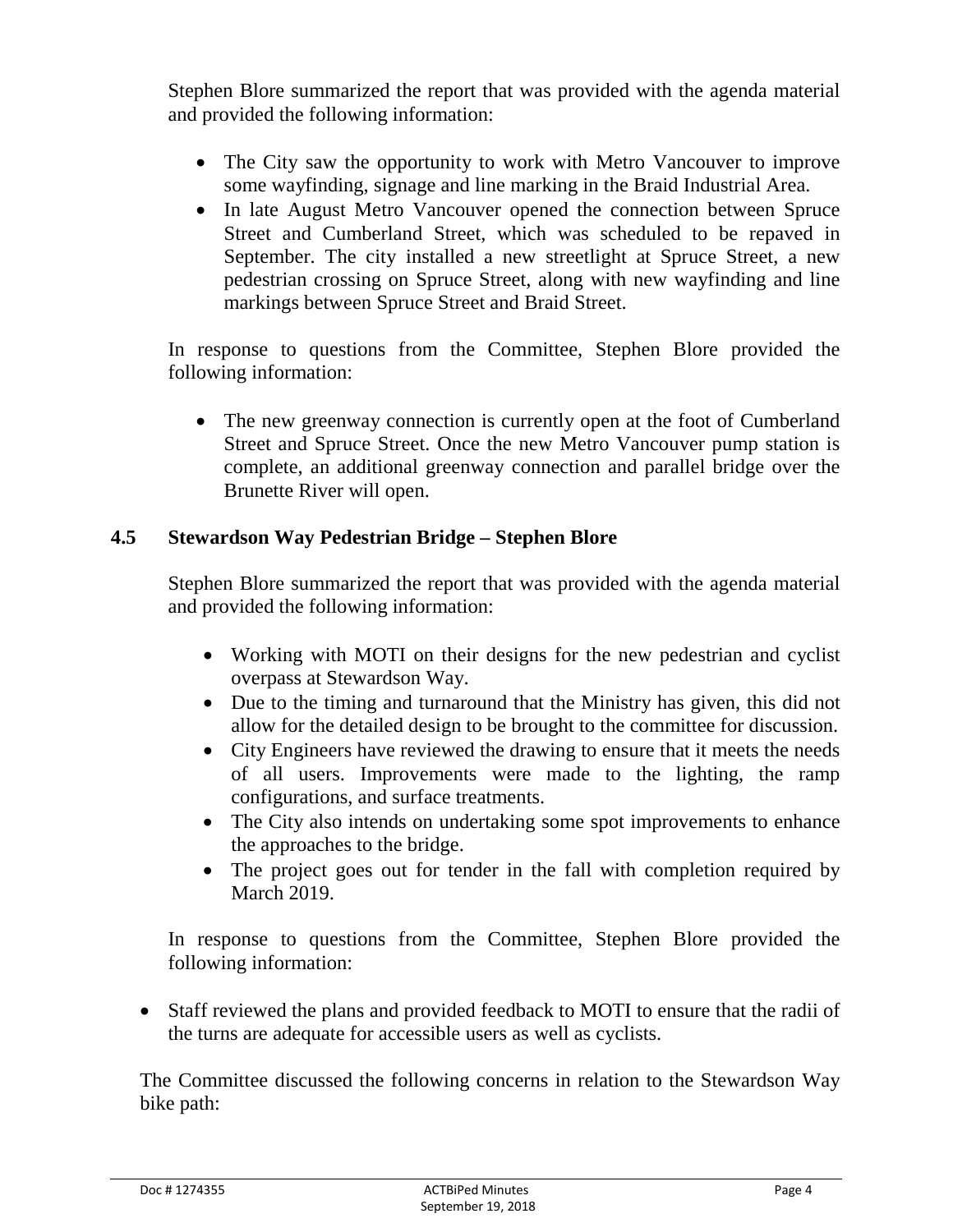Stephen Blore summarized the report that was provided with the agenda material and provided the following information:

- The City saw the opportunity to work with Metro Vancouver to improve some wayfinding, signage and line marking in the Braid Industrial Area.
- In late August Metro Vancouver opened the connection between Spruce Street and Cumberland Street, which was scheduled to be repaved in September. The city installed a new streetlight at Spruce Street, a new pedestrian crossing on Spruce Street, along with new wayfinding and line markings between Spruce Street and Braid Street.

In response to questions from the Committee, Stephen Blore provided the following information:

- The new greenway connection is currently open at the foot of Cumberland Street and Spruce Street. Once the new Metro Vancouver pump station is complete, an additional greenway connection and parallel bridge over the Brunette River will open.

### 4.5 Stewardson Way Pedestrian Bridge – Stephen Blore

Stephen Blore summarized the report that was provided with the agenda material and provided the following information:

- Working with MOTI on their designs for the new pedestrian and cyclist overpass at Stewardson Way.
- Due to the timing and turnaround that the Ministry has given, this did not allow for the detailed design to be brought to the committee for discussion.
- City Engineers have reviewed the drawing to ensure that it meets the needs of all users. Improvements were made to the lighting, the ramp configurations, and surface treatments.
- The City also intends on undertaking some spot improvements to enhance the approaches to the bridge.
- The project goes out for tender in the fall with completion required by March 2019.

In response to questions from the Committee, Stephen Blore provided the following information:

- Staff reviewed the plans and provided feedback to MOTI to ensure that the radii of the turns are adequate for accessible users as well as cyclists.

The Committee discussed the following concerns in relation to the Stewardson Way bike path: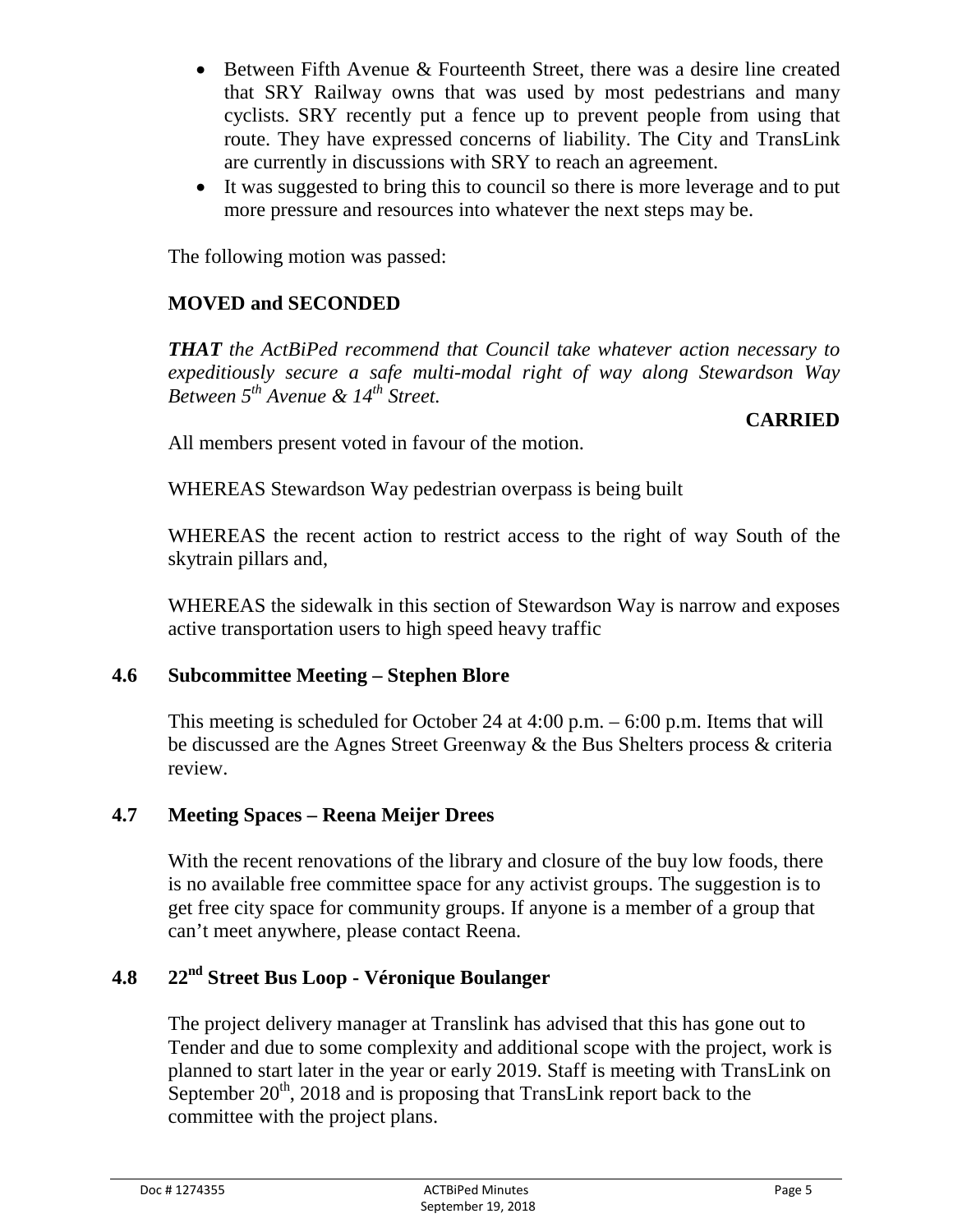- Between Fifth Avenue & Fourteenth Street, there was a desire line created that SRY Railway owns that was used by most pedestrians and many cyclists. SRY recently put a fence up to prevent people from using that route. They have expressed concerns of liability. The City and TransLink are currently in discussions with SRY to reach an agreement.
- It was suggested to bring this to council so there is more leverage and to put more pressure and resources into whatever the next steps may be.

The following motion was passed:

**MOVED and SECONDED**

***THAT*** *the ActBiPed recommend that Council take whatever action necessary to expeditiously secure a safe multi-modal right of way along Stewardson Way Between 5th Avenue & 14th Street.*

**CARRIED**

All members present voted in favour of the motion.

WHEREAS Stewardson Way pedestrian overpass is being built

WHEREAS the recent action to restrict access to the right of way South of the skytrain pillars and,

WHEREAS the sidewalk in this section of Stewardson Way is narrow and exposes active transportation users to high speed heavy traffic

### 4.6 Subcommittee Meeting – Stephen Blore

This meeting is scheduled for October 24 at 4:00 p.m. – 6:00 p.m. Items that will be discussed are the Agnes Street Greenway & the Bus Shelters process & criteria review.

### 4.7 Meeting Spaces – Reena Meijer Drees

With the recent renovations of the library and closure of the buy low foods, there is no available free committee space for any activist groups. The suggestion is to get free city space for community groups. If anyone is a member of a group that can't meet anywhere, please contact Reena.

### 4.8 22nd Street Bus Loop - Véronique Boulanger

The project delivery manager at Translink has advised that this has gone out to Tender and due to some complexity and additional scope with the project, work is planned to start later in the year or early 2019. Staff is meeting with TransLink on September 20th, 2018 and is proposing that TransLink report back to the committee with the project plans.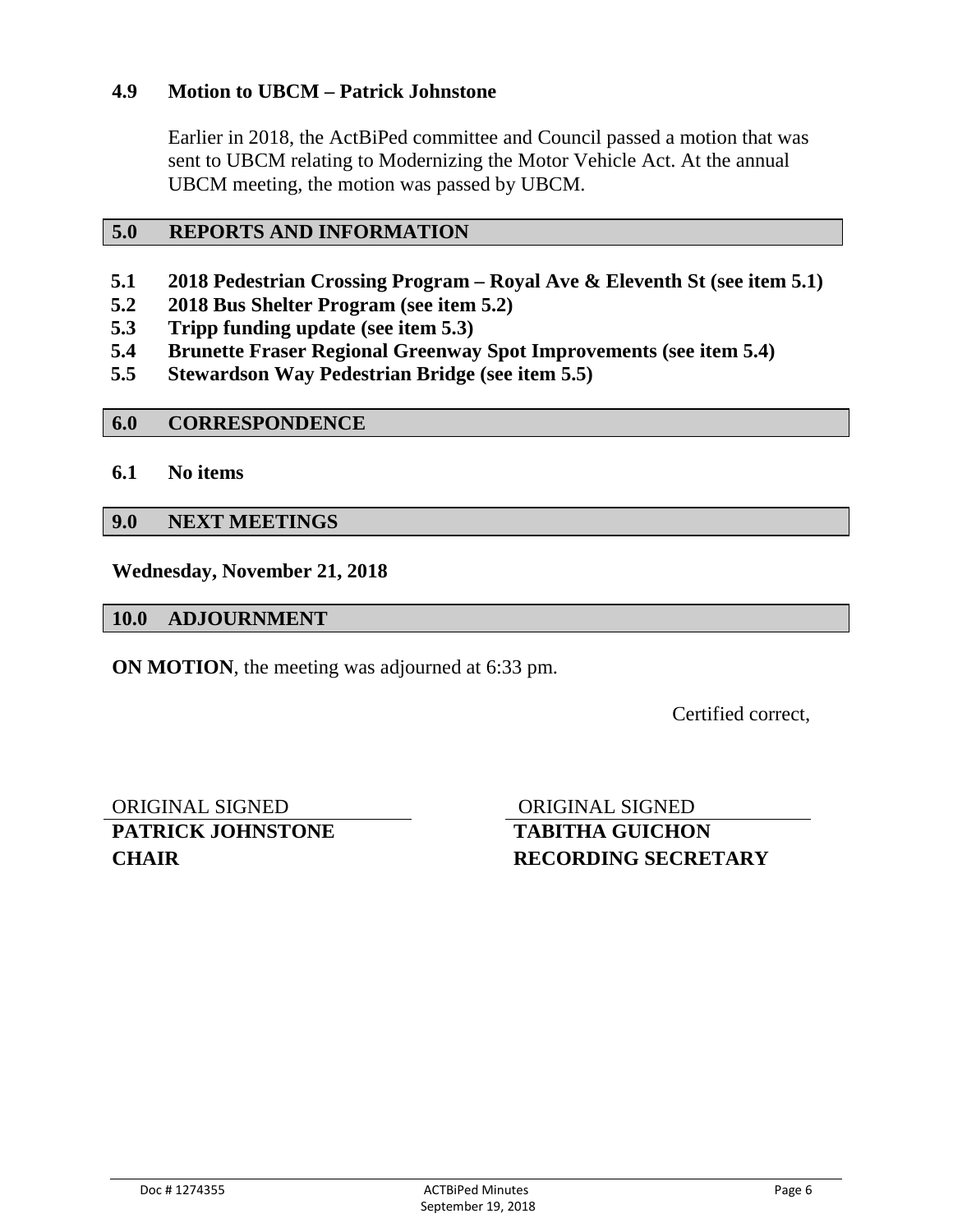### 4.9 Motion to UBCM – Patrick Johnstone

Earlier in 2018, the ActBiPed committee and Council passed a motion that was sent to UBCM relating to Modernizing the Motor Vehicle Act. At the annual UBCM meeting, the motion was passed by UBCM.

## 5.0 REPORTS AND INFORMATION

**5.1 2018 Pedestrian Crossing Program – Royal Ave & Eleventh St (see item 5.1)**
**5.2 2018 Bus Shelter Program (see item 5.2)**
**5.3 Tripp funding update (see item 5.3)**
**5.4 Brunette Fraser Regional Greenway Spot Improvements (see item 5.4)**
**5.5 Stewardson Way Pedestrian Bridge (see item 5.5)**

## 6.0 CORRESPONDENCE

**6.1 No items**

## 9.0 NEXT MEETINGS

**Wednesday, November 21, 2018**

## 10.0 ADJOURNMENT

**ON MOTION**, the meeting was adjourned at 6:33 pm.

Certified correct,

ORIGINAL SIGNED
**PATRICK JOHNSTONE**
**CHAIR**

ORIGINAL SIGNED
**TABITHA GUICHON**
**RECORDING SECRETARY**